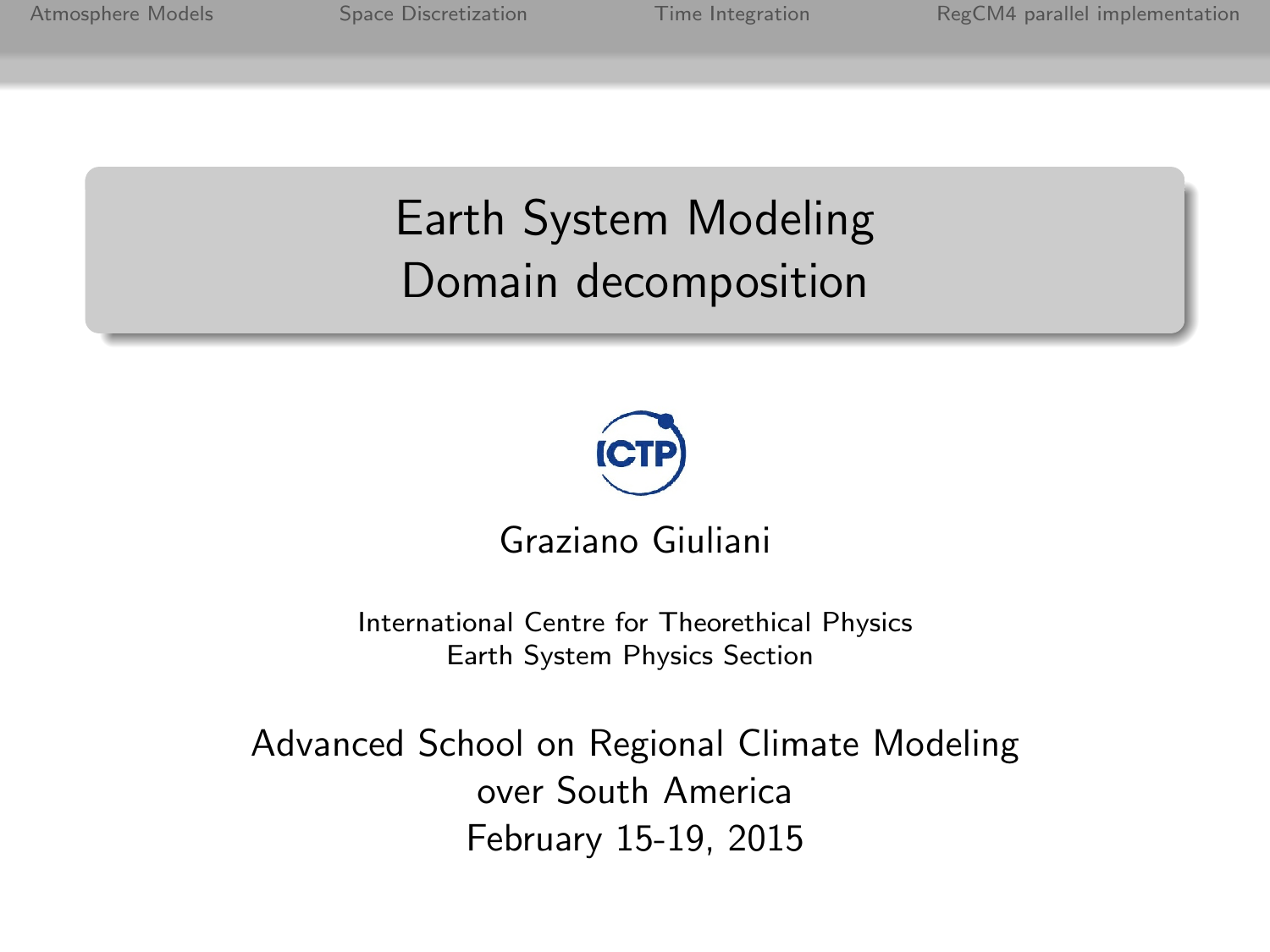# Earth System Modeling
# Domain decomposition

Graziano Giuliani

International Centre for Theorethical Physics
Earth System Physics Section

Advanced School on Regional Climate Modeling
over South America
February 15-19, 2015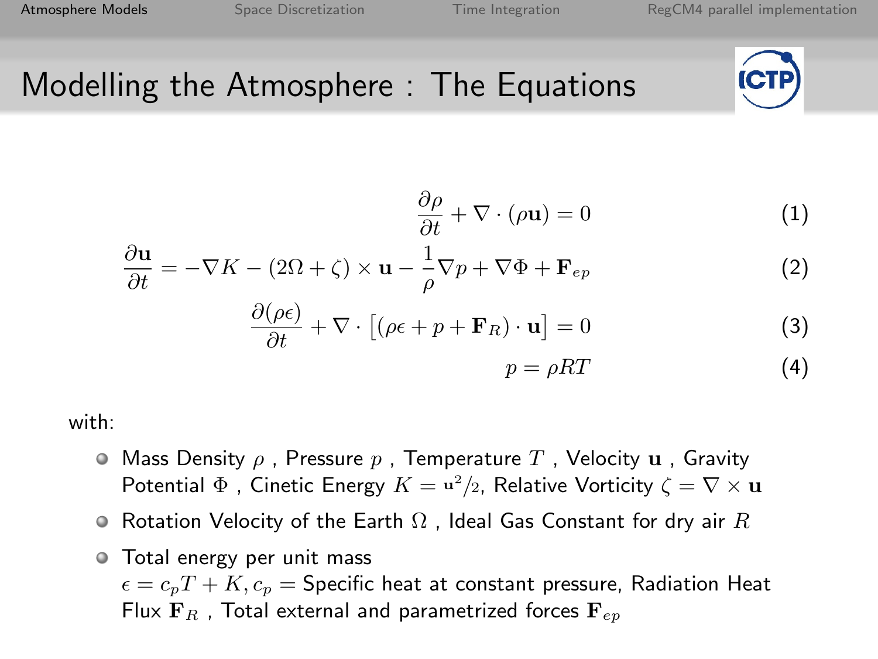# Modelling the Atmosphere : The Equations

$$\frac{\partial \rho}{\partial t} + \nabla \cdot (\rho \mathbf{u}) = 0 \tag{1}$$

$$\frac{\partial \mathbf{u}}{\partial t} = -\nabla K - (2\Omega + \zeta) \times \mathbf{u} - \frac{1}{\rho}\nabla p + \nabla \Phi + \mathbf{F}_{ep} \tag{2}$$

$$\frac{\partial (\rho \epsilon)}{\partial t} + \nabla \cdot \left[ (\rho \epsilon + p + \mathbf{F}_R) \cdot \mathbf{u} \right] = 0 \tag{3}$$

$$p = \rho R T \tag{4}$$

with:

- Mass Density $\rho$ , Pressure $p$ , Temperature $T$ , Velocity $\mathbf{u}$ , Gravity Potential $\Phi$ , Cinetic Energy $K = \mathbf{u}^2/2$, Relative Vorticity $\zeta = \nabla \times \mathbf{u}$
- Rotation Velocity of the Earth $\Omega$ , Ideal Gas Constant for dry air $R$
- Total energy per unit mass $\epsilon = c_p T + K, c_p =$ Specific heat at constant pressure, Radiation Heat Flux $\mathbf{F}_R$ , Total external and parametrized forces $\mathbf{F}_{ep}$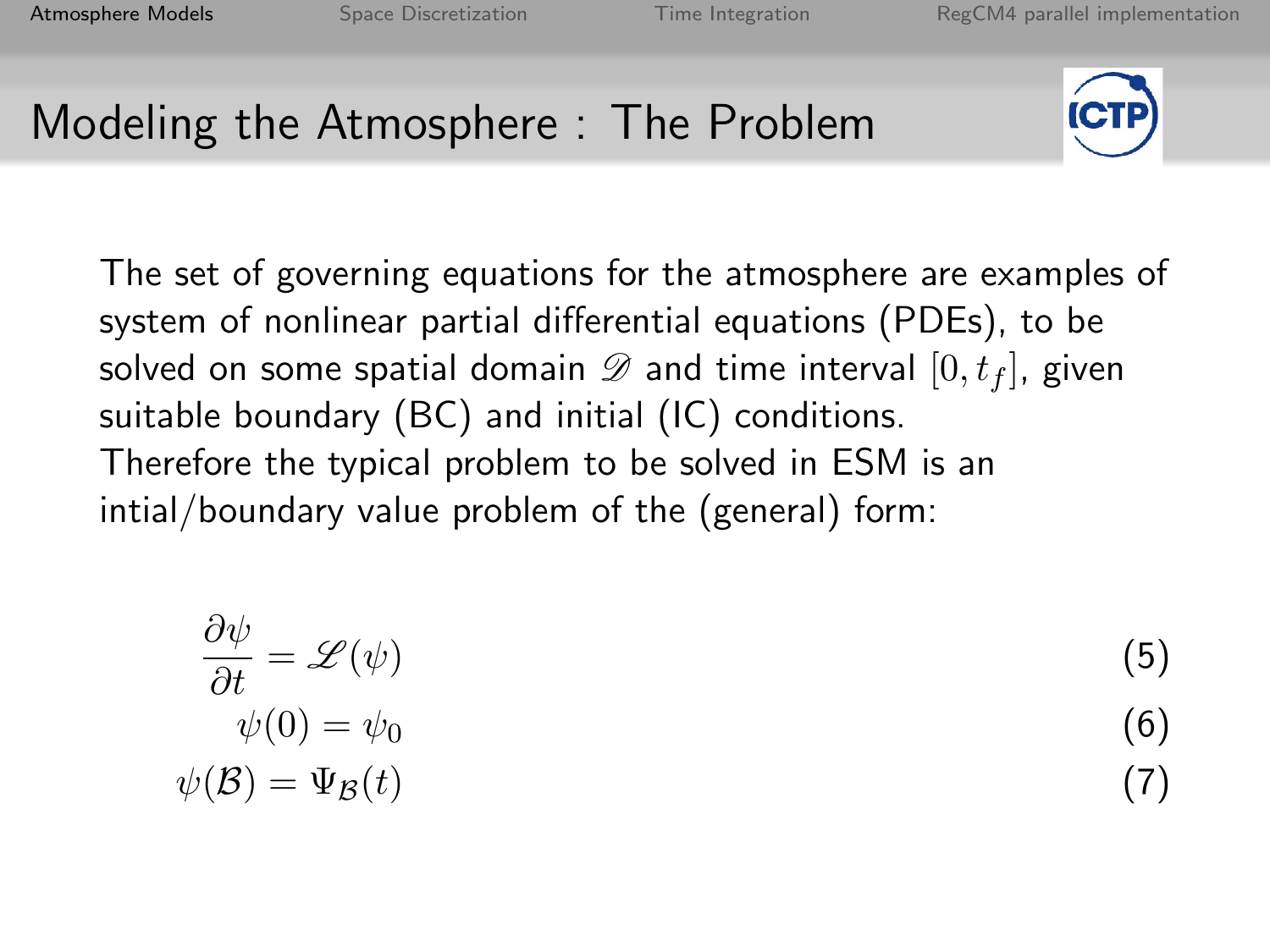# Modeling the Atmosphere : The Problem

The set of governing equations for the atmosphere are examples of system of nonlinear partial differential equations (PDEs), to be solved on some spatial domain $\mathscr{D}$ and time interval $[0, t_f]$, given suitable boundary (BC) and initial (IC) conditions.
Therefore the typical problem to be solved in ESM is an intial/boundary value problem of the (general) form:

$$\frac{\partial \psi}{\partial t} = \mathscr{L}(\psi) \tag{5}$$

$$\psi(0) = \psi_0 \tag{6}$$

$$\psi(\mathcal{B}) = \Psi_{\mathcal{B}}(t) \tag{7}$$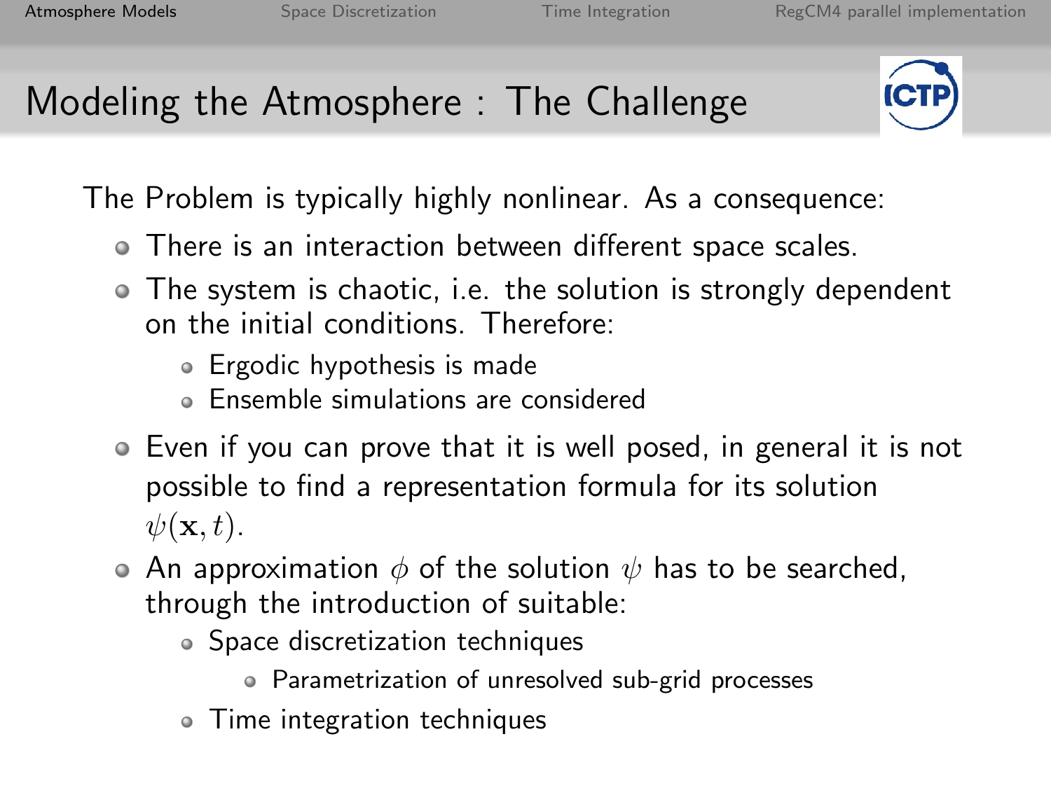# Modeling the Atmosphere : The Challenge

The Problem is typically highly nonlinear. As a consequence:

- There is an interaction between different space scales.
- The system is chaotic, i.e. the solution is strongly dependent on the initial conditions. Therefore:
  - Ergodic hypothesis is made
  - Ensemble simulations are considered
- Even if you can prove that it is well posed, in general it is not possible to find a representation formula for its solution $\psi(\mathbf{x}, t)$.
- An approximation $\phi$ of the solution $\psi$ has to be searched, through the introduction of suitable:
  - Space discretization techniques
    - Parametrization of unresolved sub-grid processes
  - Time integration techniques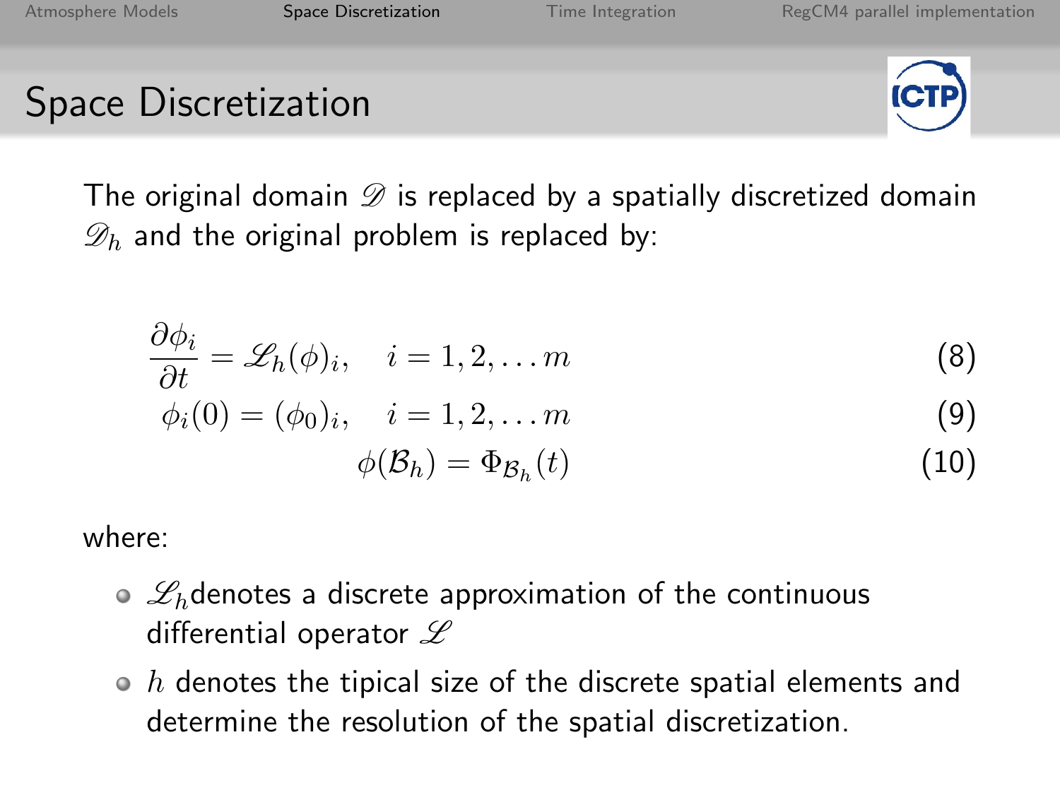# Space Discretization

The original domain $\mathscr{D}$ is replaced by a spatially discretized domain $\mathscr{D}_h$ and the original problem is replaced by:

$$\frac{\partial \phi_i}{\partial t} = \mathscr{L}_h(\phi)_i, \quad i = 1, 2, \ldots m \tag{8}$$

$$\phi_i(0) = (\phi_0)_i, \quad i = 1, 2, \ldots m \tag{9}$$

$$\phi(\mathcal{B}_h) = \Phi_{\mathcal{B}_h}(t) \tag{10}$$

where:

- $\mathscr{L}_h$denotes a discrete approximation of the continuous differential operator $\mathscr{L}$
- $h$ denotes the tipical size of the discrete spatial elements and determine the resolution of the spatial discretization.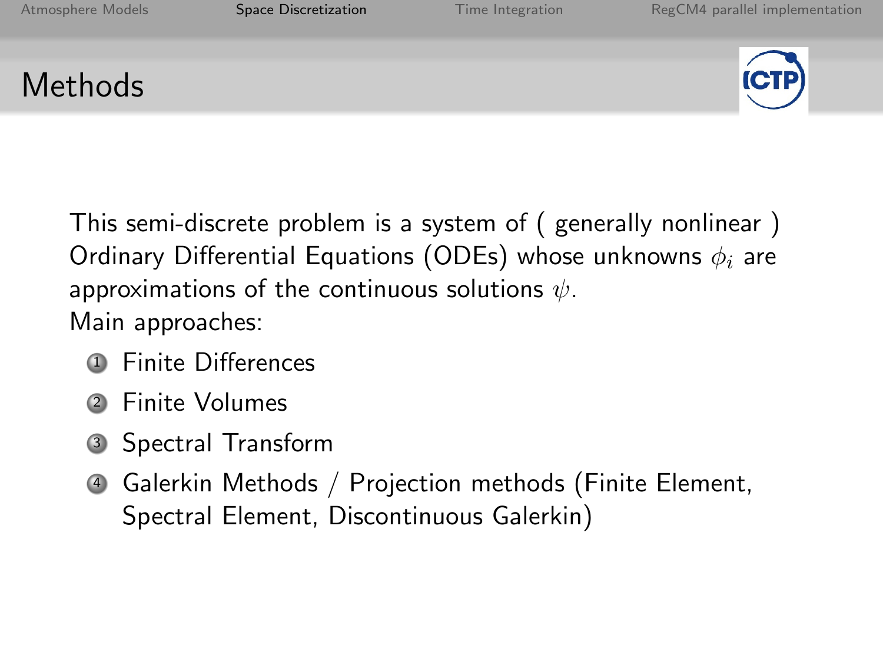# Methods

This semi-discrete problem is a system of ( generally nonlinear ) Ordinary Differential Equations (ODEs) whose unknowns $\phi_i$ are approximations of the continuous solutions $\psi$.

Main approaches:

1. Finite Differences
2. Finite Volumes
3. Spectral Transform
4. Galerkin Methods / Projection methods (Finite Element, Spectral Element, Discontinuous Galerkin)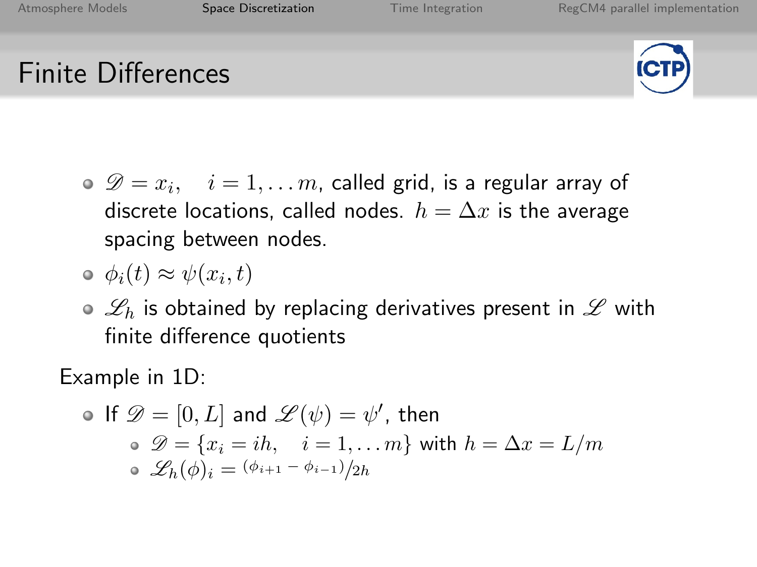# Finite Differences

- $\mathscr{D} = x_i, \quad i = 1, \ldots m$, called grid, is a regular array of discrete locations, called nodes. $h = \Delta x$ is the average spacing between nodes.
- $\phi_i(t) \approx \psi(x_i, t)$
- $\mathscr{L}_h$ is obtained by replacing derivatives present in $\mathscr{L}$ with finite difference quotients

Example in 1D:

- If $\mathscr{D} = [0, L]$ and $\mathscr{L}(\psi) = \psi'$, then
  - $\mathscr{D} = \{x_i = ih, \quad i = 1, \ldots m\}$ with $h = \Delta x = L/m$
  - $\mathscr{L}_h(\phi)_i = {}^{(\phi_{i+1} - \phi_{i-1})}/_{2h}$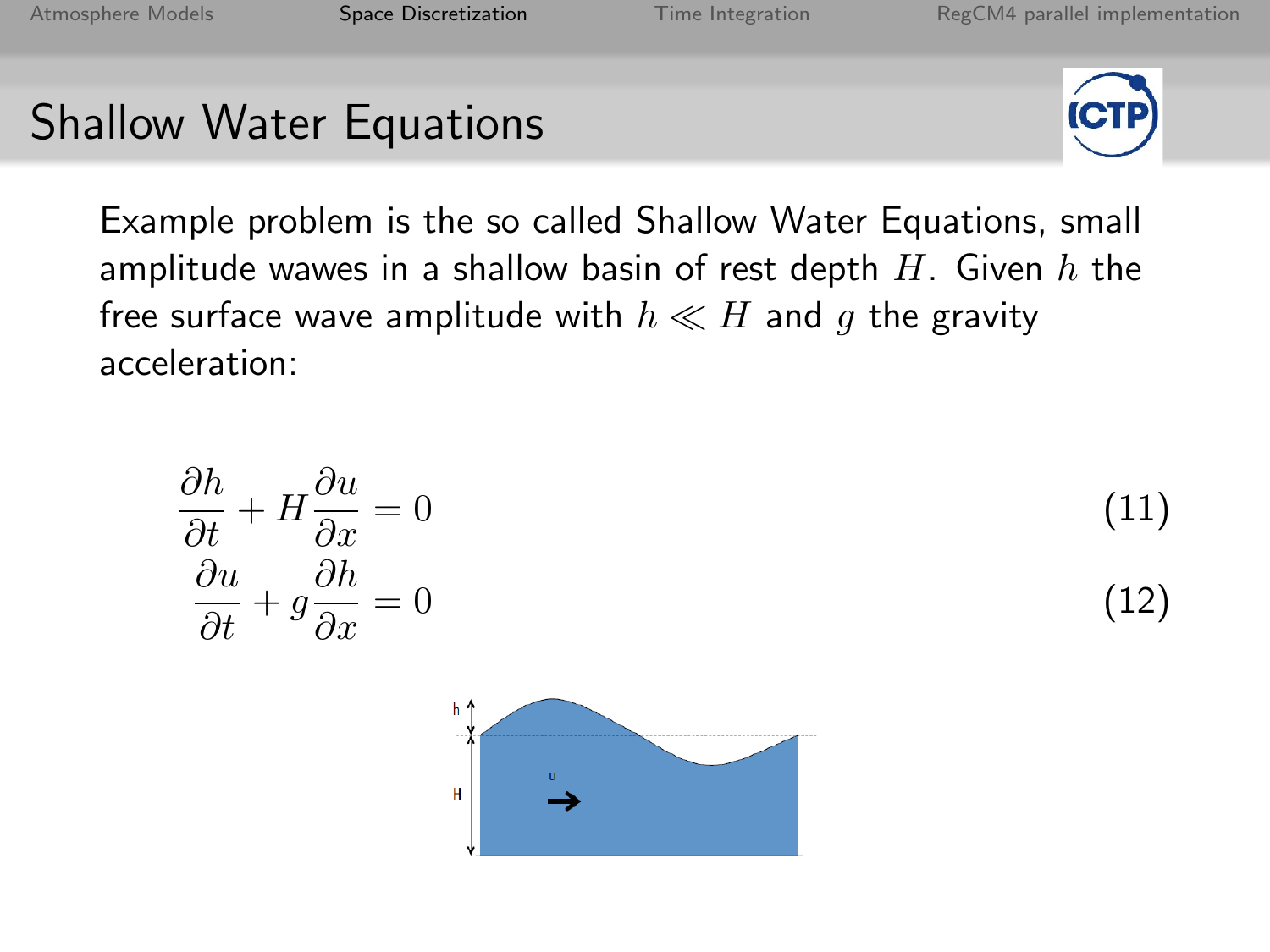# Shallow Water Equations

Example problem is the so called Shallow Water Equations, small amplitude wawes in a shallow basin of rest depth $H$. Given $h$ the free surface wave amplitude with $h \ll H$ and $g$ the gravity acceleration:

$$\frac{\partial h}{\partial t} + H\frac{\partial u}{\partial x} = 0 \tag{11}$$

$$\frac{\partial u}{\partial t} + g\frac{\partial h}{\partial x} = 0 \tag{12}$$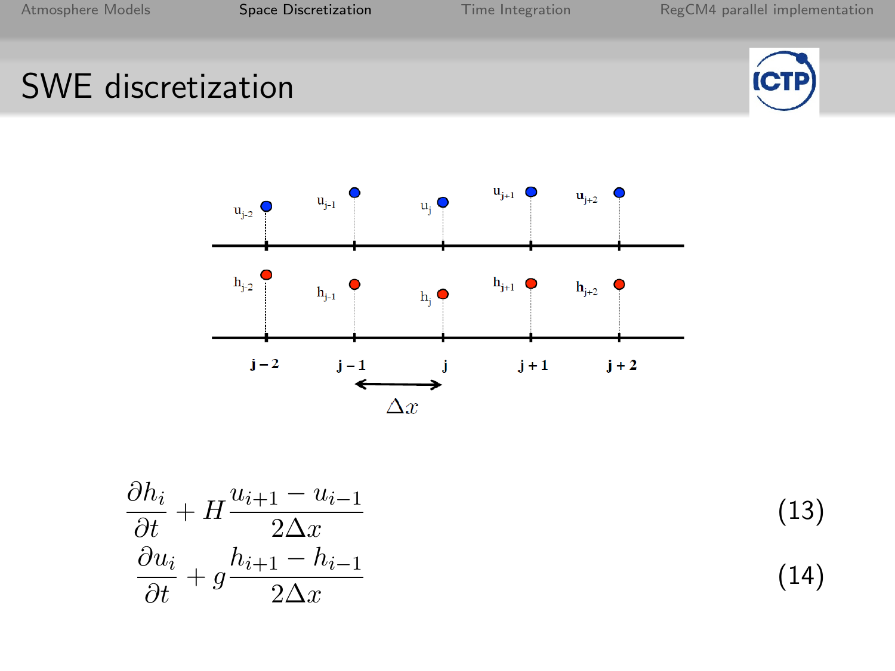# SWE discretization

$$\frac{\partial h_i}{\partial t} + H\frac{u_{i+1} - u_{i-1}}{2\Delta x} \tag{13}$$

$$\frac{\partial u_i}{\partial t} + g\frac{h_{i+1} - h_{i-1}}{2\Delta x} \tag{14}$$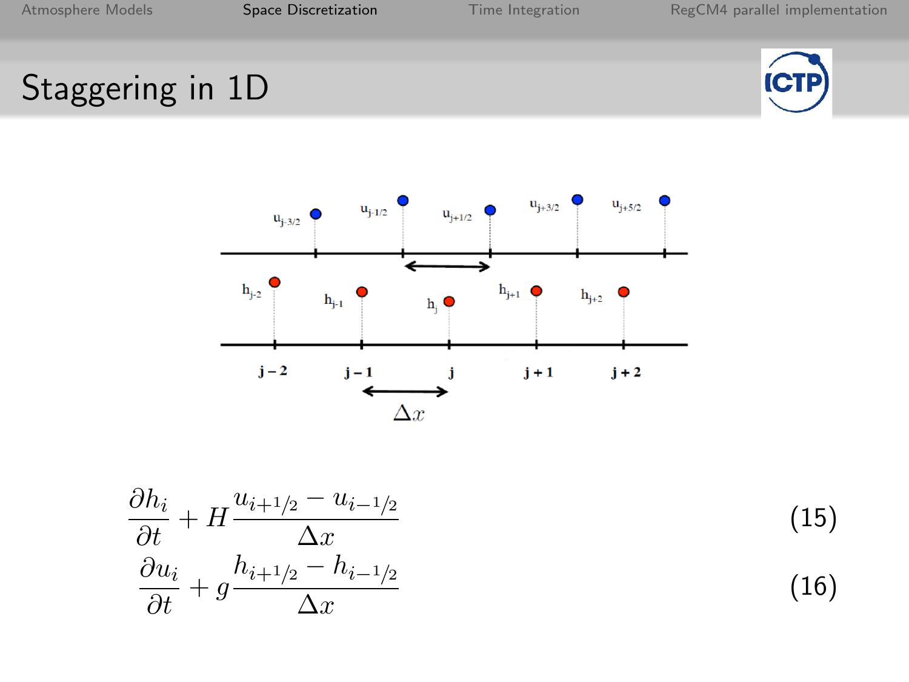# Staggering in 1D

$$\frac{\partial h_i}{\partial t} + H\frac{u_{i+1/2} - u_{i-1/2}}{\Delta x} \tag{15}$$

$$\frac{\partial u_i}{\partial t} + g\frac{h_{i+1/2} - h_{i-1/2}}{\Delta x} \tag{16}$$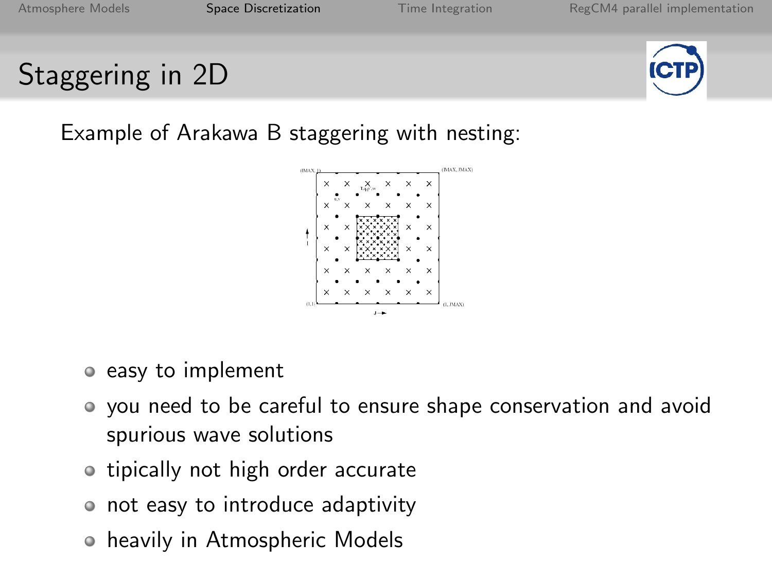## Staggering in 2D

Example of Arakawa B staggering with nesting:

- easy to implement
- you need to be careful to ensure shape conservation and avoid spurious wave solutions
- tipically not high order accurate
- not easy to introduce adaptivity
- heavily in Atmospheric Models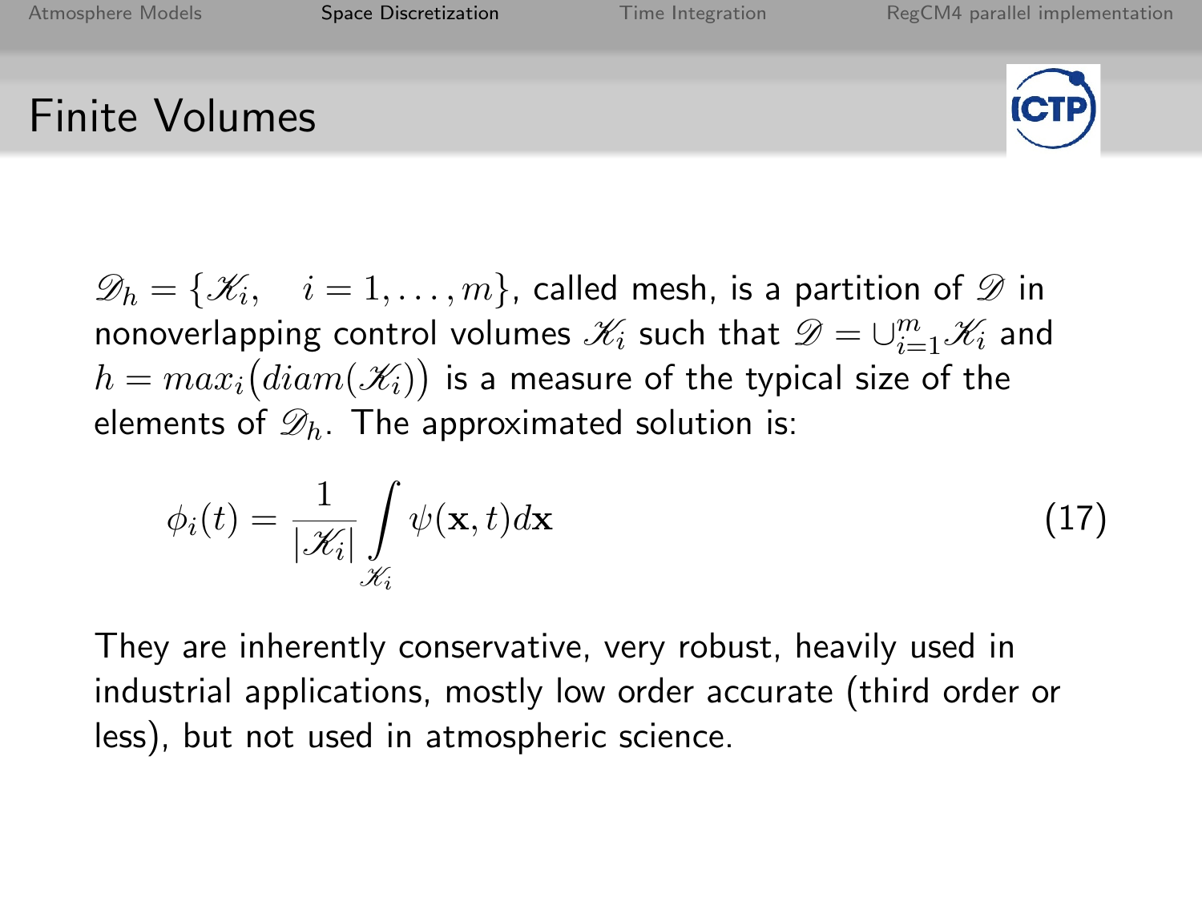# Finite Volumes

$\mathscr{D}_h = \{\mathscr{K}_i, \quad i = 1, \ldots, m\}$, called mesh, is a partition of $\mathscr{D}$ in nonoverlapping control volumes $\mathscr{K}_i$ such that $\mathscr{D} = \cup_{i=1}^{m} \mathscr{K}_i$ and $h = max_i\big(diam(\mathscr{K}_i)\big)$ is a measure of the typical size of the elements of $\mathscr{D}_h$. The approximated solution is:

$$\phi_i(t) = \frac{1}{|\mathscr{K}_i|} \int\limits_{\mathscr{K}_i} \psi(\mathbf{x}, t) d\mathbf{x} \tag{17}$$

They are inherently conservative, very robust, heavily used in industrial applications, mostly low order accurate (third order or less), but not used in atmospheric science.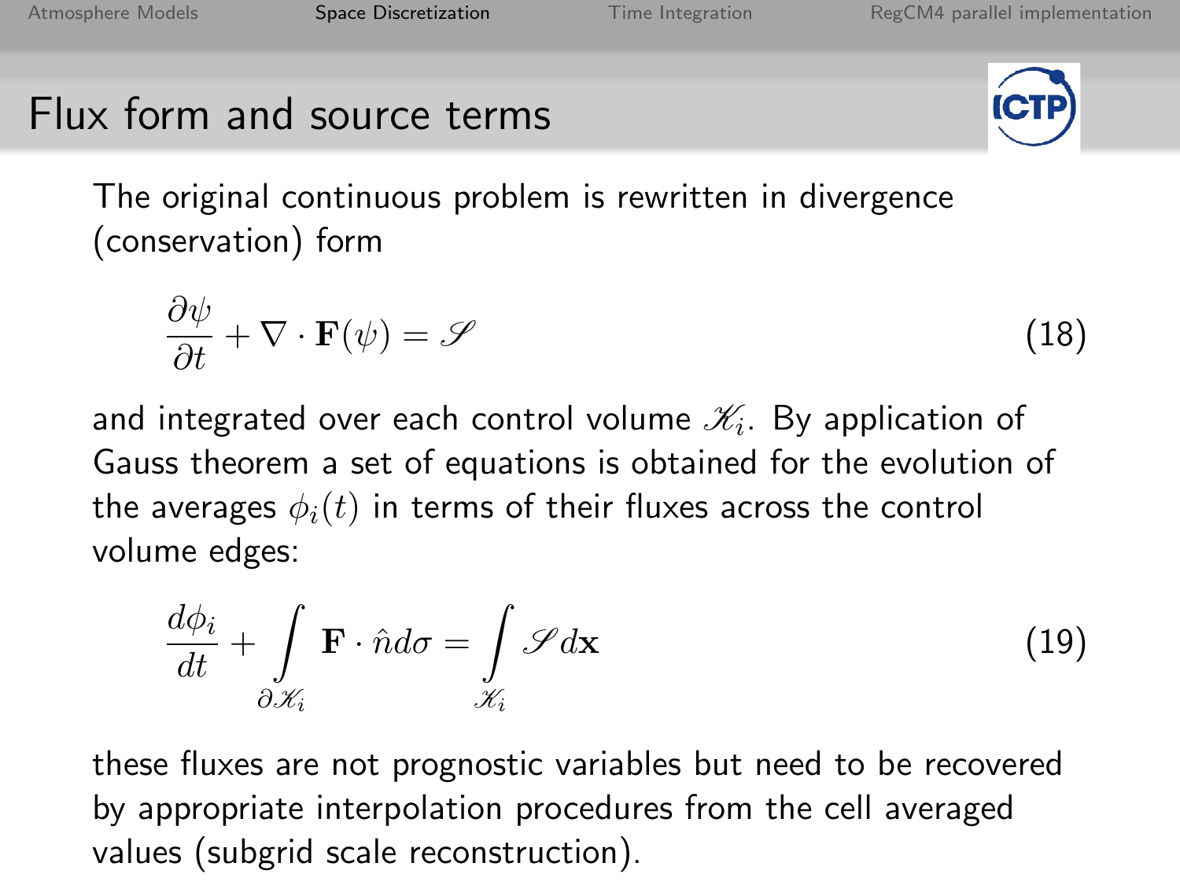## Flux form and source terms

The original continuous problem is rewritten in divergence (conservation) form

$$\frac{\partial \psi}{\partial t} + \nabla \cdot \mathbf{F}(\psi) = \mathscr{S} \tag{18}$$

and integrated over each control volume $\mathscr{K}_i$. By application of Gauss theorem a set of equations is obtained for the evolution of the averages $\phi_i(t)$ in terms of their fluxes across the control volume edges:

$$\frac{d\phi_i}{dt} + \int_{\partial \mathscr{K}_i} \mathbf{F} \cdot \hat{n} d\sigma = \int_{\mathscr{K}_i} \mathscr{S} d\mathbf{x} \tag{19}$$

these fluxes are not prognostic variables but need to be recovered by appropriate interpolation procedures from the cell averaged values (subgrid scale reconstruction).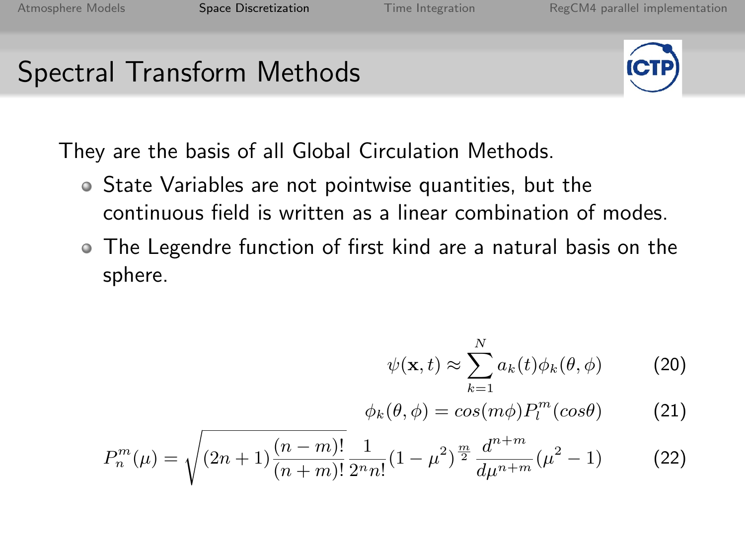# Spectral Transform Methods

They are the basis of all Global Circulation Methods.

- State Variables are not pointwise quantities, but the continuous field is written as a linear combination of modes.
- The Legendre function of first kind are a natural basis on the sphere.

$$\psi(\mathbf{x}, t) \approx \sum_{k=1}^{N} a_k(t)\phi_k(\theta, \phi) \tag{20}$$

$$\phi_k(\theta, \phi) = cos(m\phi)P_l^m(cos\theta) \tag{21}$$

$$P_n^m(\mu) = \sqrt{(2n+1)\frac{(n-m)!}{(n+m)!}}\frac{1}{2^n n!}(1-\mu^2)^{\frac{m}{2}}\frac{d^{n+m}}{d\mu^{n+m}}(\mu^2-1) \tag{22}$$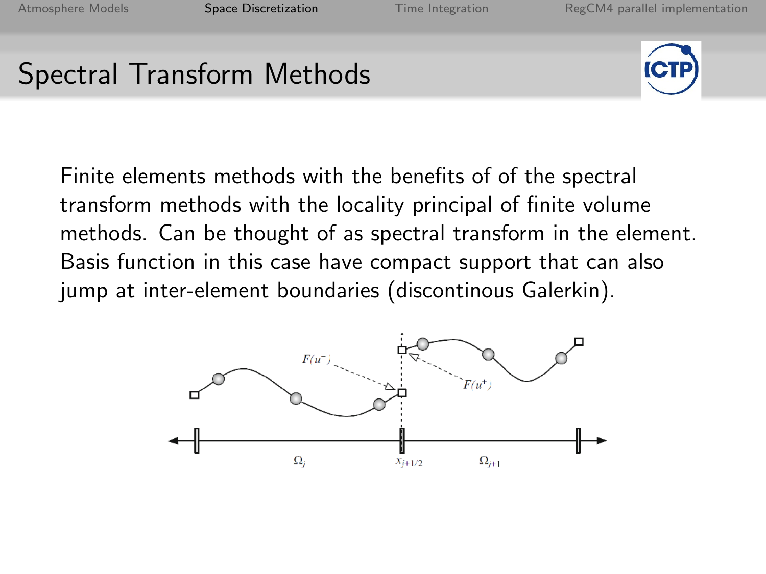# Spectral Transform Methods

Finite elements methods with the benefits of of the spectral transform methods with the locality principal of finite volume methods. Can be thought of as spectral transform in the element. Basis function in this case have compact support that can also jump at inter-element boundaries (discontinous Galerkin).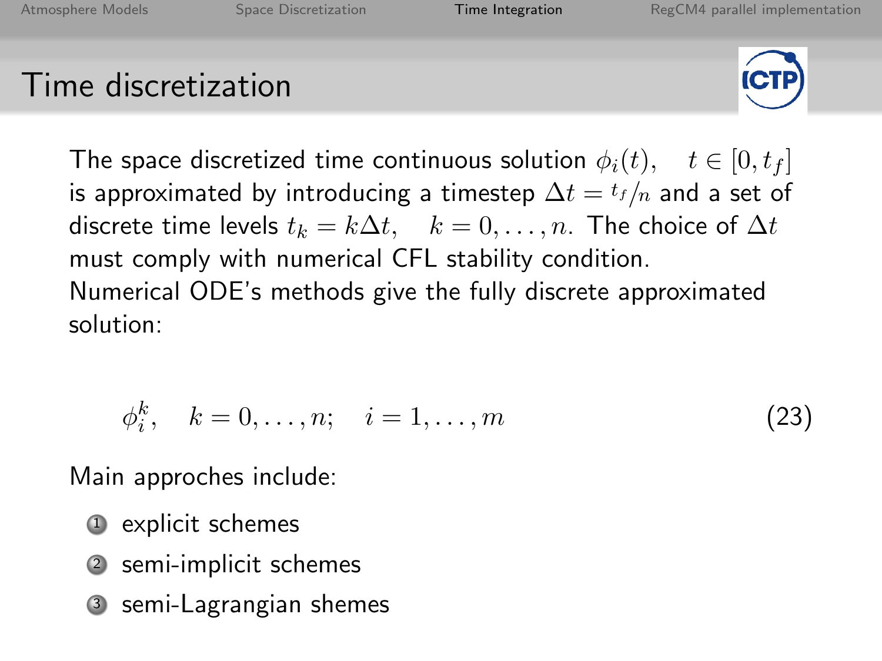# Time discretization

The space discretized time continuous solution $\phi_i(t), \quad t \in [0, t_f]$ is approximated by introducing a timestep $\Delta t = {}^{t_f}/_{n}$ and a set of discrete time levels $t_k = k\Delta t, \quad k = 0, \ldots, n$. The choice of $\Delta t$ must comply with numerical CFL stability condition.

Numerical ODE's methods give the fully discrete approximated solution:

$$\phi_i^k, \quad k = 0, \ldots, n; \quad i = 1, \ldots, m \tag{23}$$

Main approches include:

1. explicit schemes
2. semi-implicit schemes
3. semi-Lagrangian shemes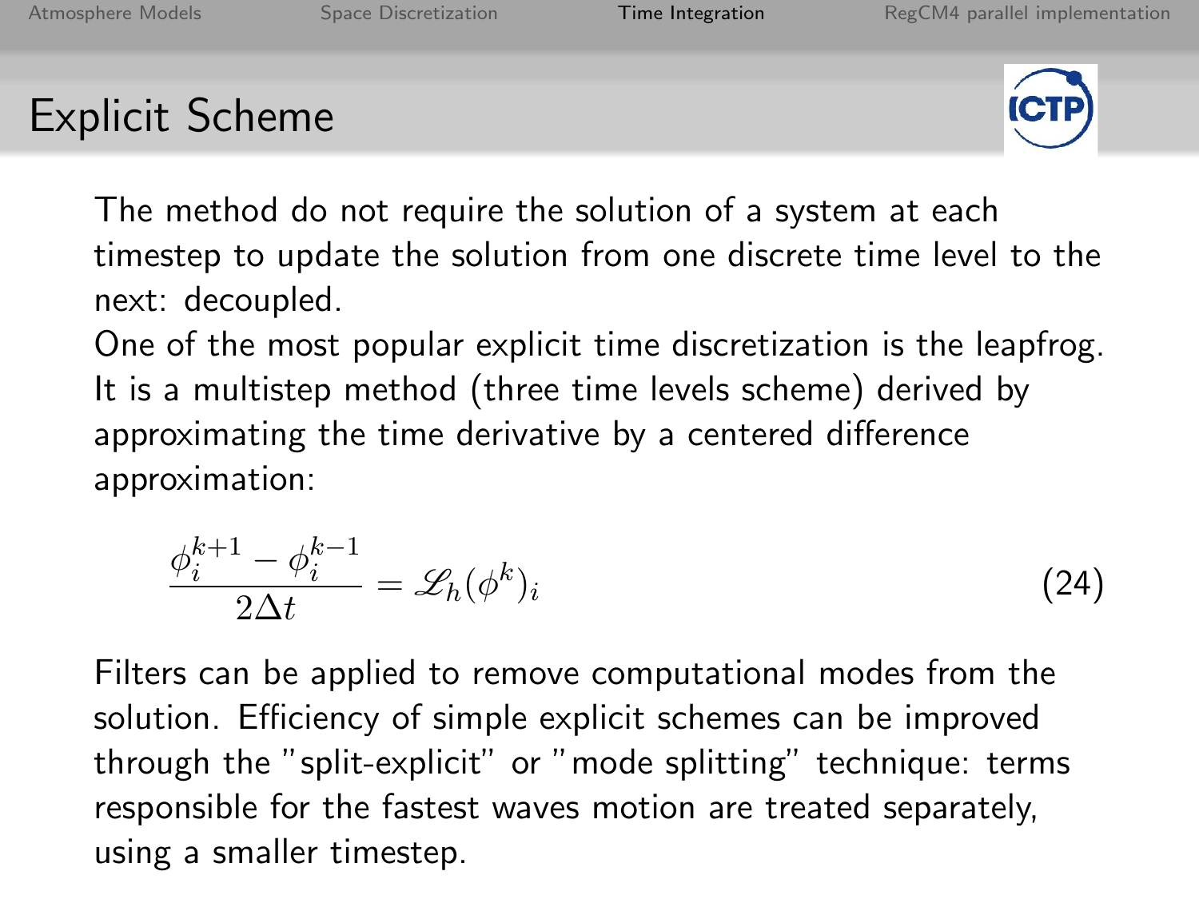# Explicit Scheme

The method do not require the solution of a system at each timestep to update the solution from one discrete time level to the next: decoupled.

One of the most popular explicit time discretization is the leapfrog. It is a multistep method (three time levels scheme) derived by approximating the time derivative by a centered difference approximation:

$$\frac{\phi_i^{k+1} - \phi_i^{k-1}}{2\Delta t} = \mathscr{L}_h(\phi^k)_i \tag{24}$$

Filters can be applied to remove computational modes from the solution. Efficiency of simple explicit schemes can be improved through the "split-explicit" or "mode splitting" technique: terms responsible for the fastest waves motion are treated separately, using a smaller timestep.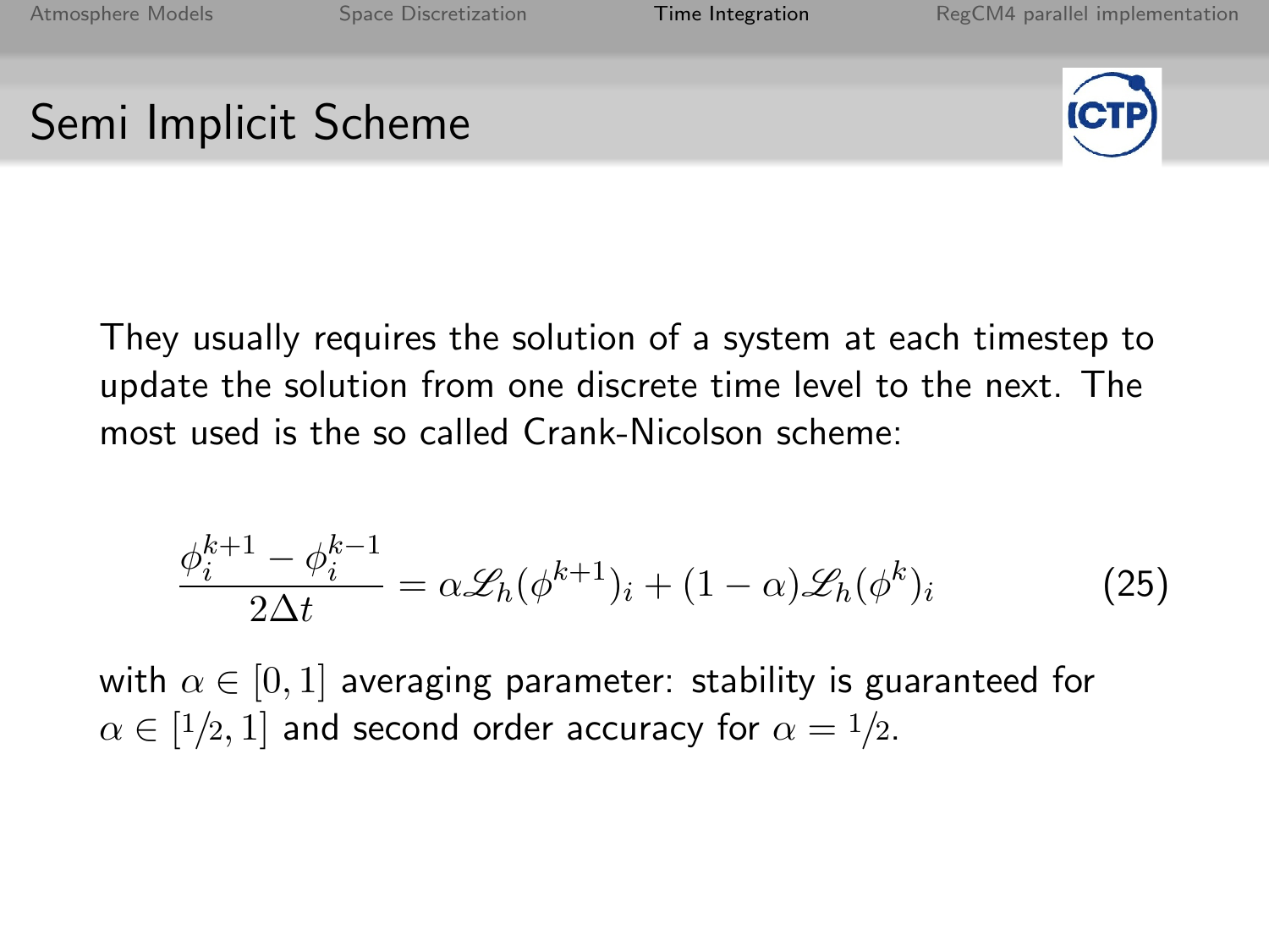# Semi Implicit Scheme

They usually requires the solution of a system at each timestep to update the solution from one discrete time level to the next. The most used is the so called Crank-Nicolson scheme:

$$\frac{\phi_i^{k+1} - \phi_i^{k-1}}{2\Delta t} = \alpha \mathscr{L}_h(\phi^{k+1})_i + (1-\alpha)\mathscr{L}_h(\phi^k)_i \tag{25}$$

with $\alpha \in [0, 1]$ averaging parameter: stability is guaranteed for $\alpha \in [1/2, 1]$ and second order accuracy for $\alpha = 1/2$.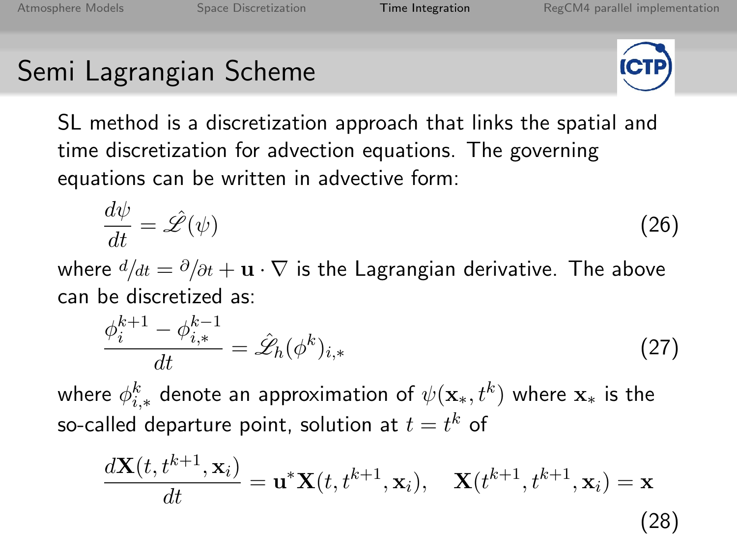# Semi Lagrangian Scheme

SL method is a discretization approach that links the spatial and time discretization for advection equations. The governing equations can be written in advective form:

$$\frac{d\psi}{dt} = \hat{\mathscr{L}}(\psi) \tag{26}$$

where ${}^{d}/_{dt} = {}^{\partial}/_{\partial t} + \mathbf{u} \cdot \nabla$ is the Lagrangian derivative. The above can be discretized as:

$$\frac{\phi_i^{k+1} - \phi_{i,*}^{k-1}}{dt} = \hat{\mathscr{L}}_h(\phi^k)_{i,*} \tag{27}$$

where $\phi_{i,*}^k$ denote an approximation of $\psi(\mathbf{x}_*, t^k)$ where $\mathbf{x}_*$ is the so-called departure point, solution at $t = t^k$ of

$$\frac{d\mathbf{X}(t, t^{k+1}, \mathbf{x}_i)}{dt} = \mathbf{u}^* \mathbf{X}(t, t^{k+1}, \mathbf{x}_i), \quad \mathbf{X}(t^{k+1}, t^{k+1}, \mathbf{x}_i) = \mathbf{x} \tag{28}$$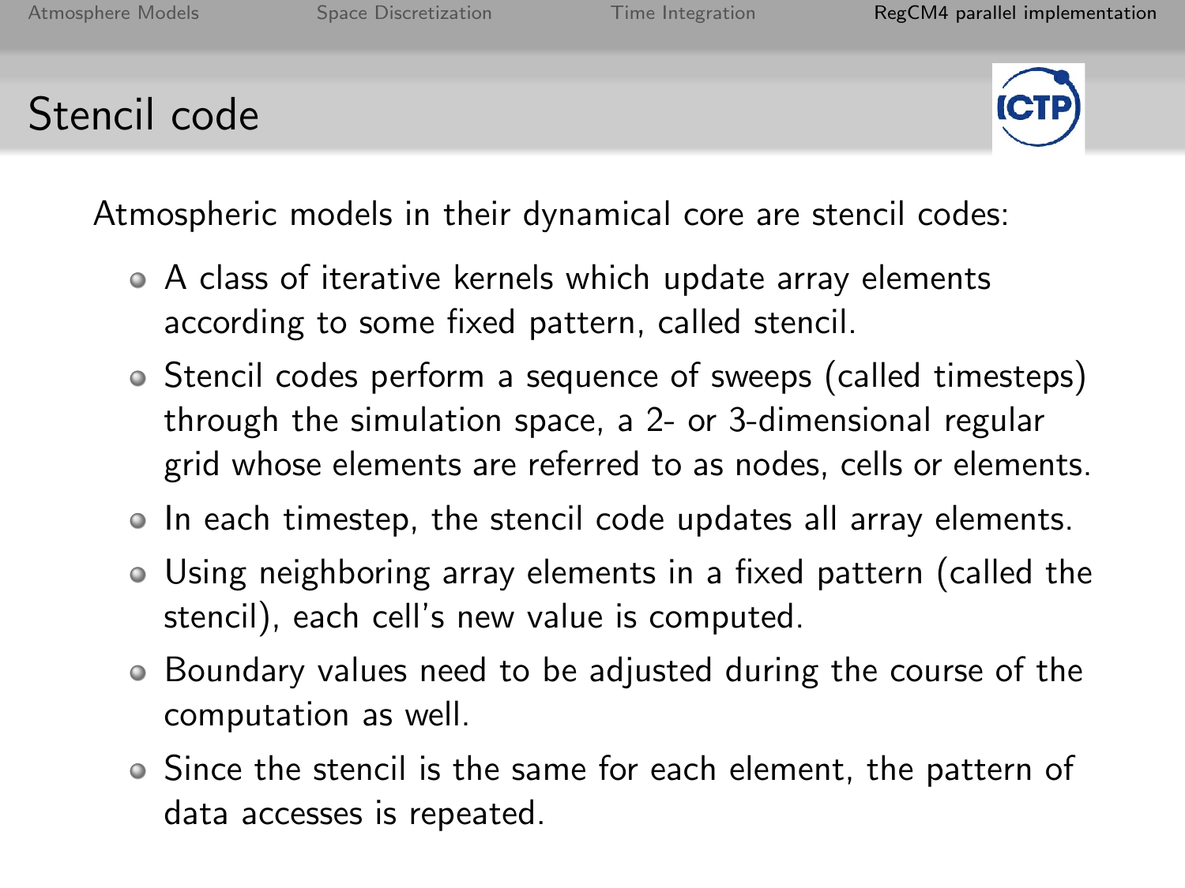# Stencil code

Atmospheric models in their dynamical core are stencil codes:

- A class of iterative kernels which update array elements according to some fixed pattern, called stencil.
- Stencil codes perform a sequence of sweeps (called timesteps) through the simulation space, a 2- or 3-dimensional regular grid whose elements are referred to as nodes, cells or elements.
- In each timestep, the stencil code updates all array elements.
- Using neighboring array elements in a fixed pattern (called the stencil), each cell's new value is computed.
- Boundary values need to be adjusted during the course of the computation as well.
- Since the stencil is the same for each element, the pattern of data accesses is repeated.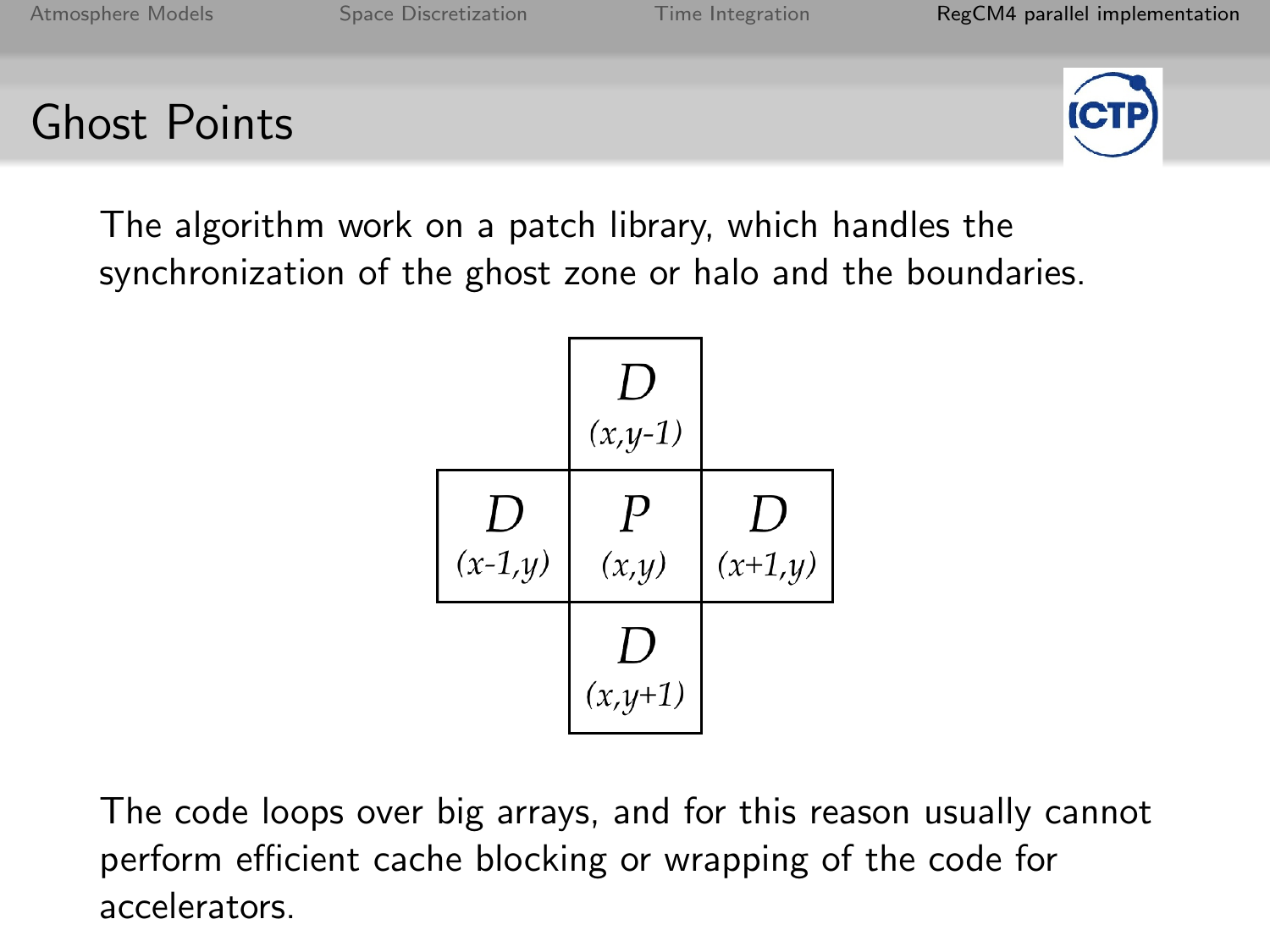# Ghost Points

The algorithm work on a patch library, which handles the synchronization of the ghost zone or halo and the boundaries.

|  | D (x,y-1) |  |
| --- | --- | --- |
| D (x-1,y) | P (x,y) | D (x+1,y) |
|  | D (x,y+1) |  |

The code loops over big arrays, and for this reason usually cannot perform efficient cache blocking or wrapping of the code for accelerators.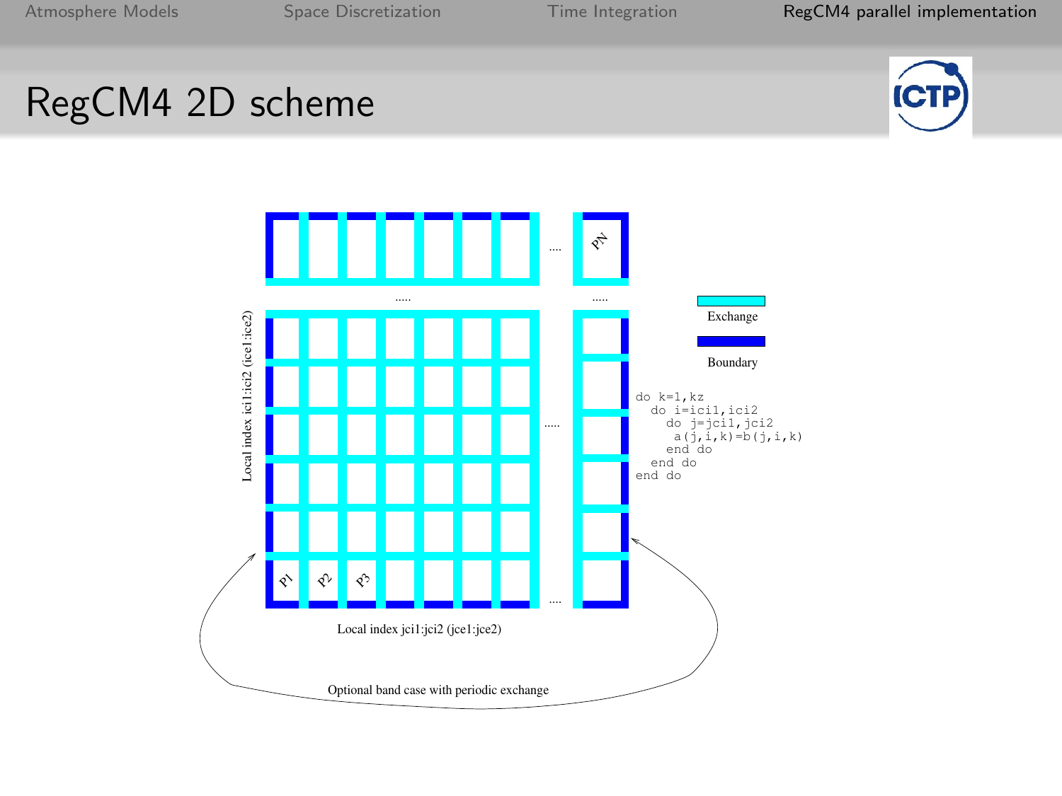# RegCM4 2D scheme

Exchange

Boundary

Local index ici1:ici2 (ice1:ice2)

Local index jci1:jci2 (jce1:jce2)

P1 P2 P3 .... PN

```
do k=1,kz
  do i=ici1,ici2
    do j=jci1,jci2
      a(j,i,k)=b(j,i,k)
    end do
  end do
end do
```

Optional band case with periodic exchange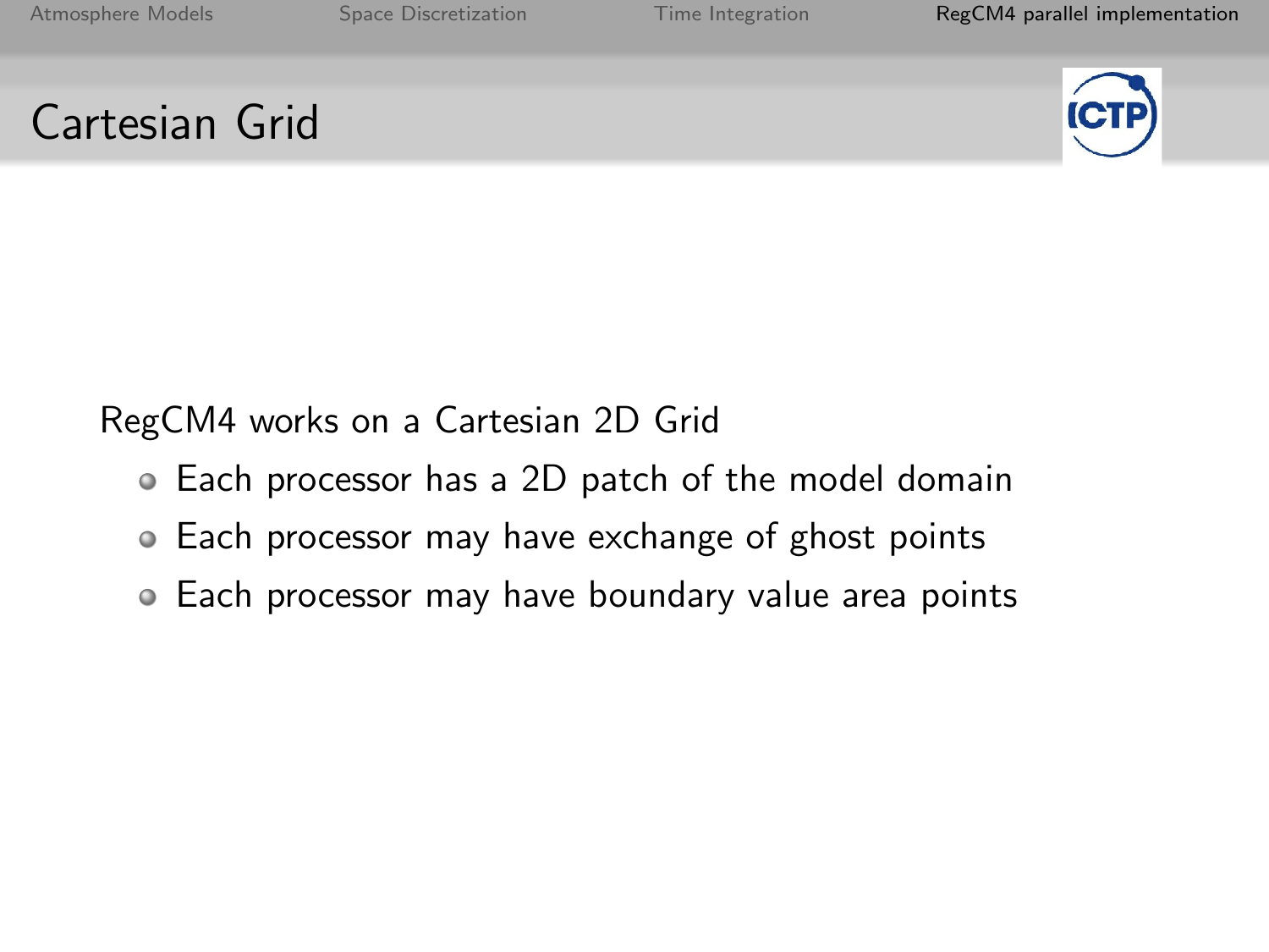# Cartesian Grid

RegCM4 works on a Cartesian 2D Grid

- Each processor has a 2D patch of the model domain
- Each processor may have exchange of ghost points
- Each processor may have boundary value area points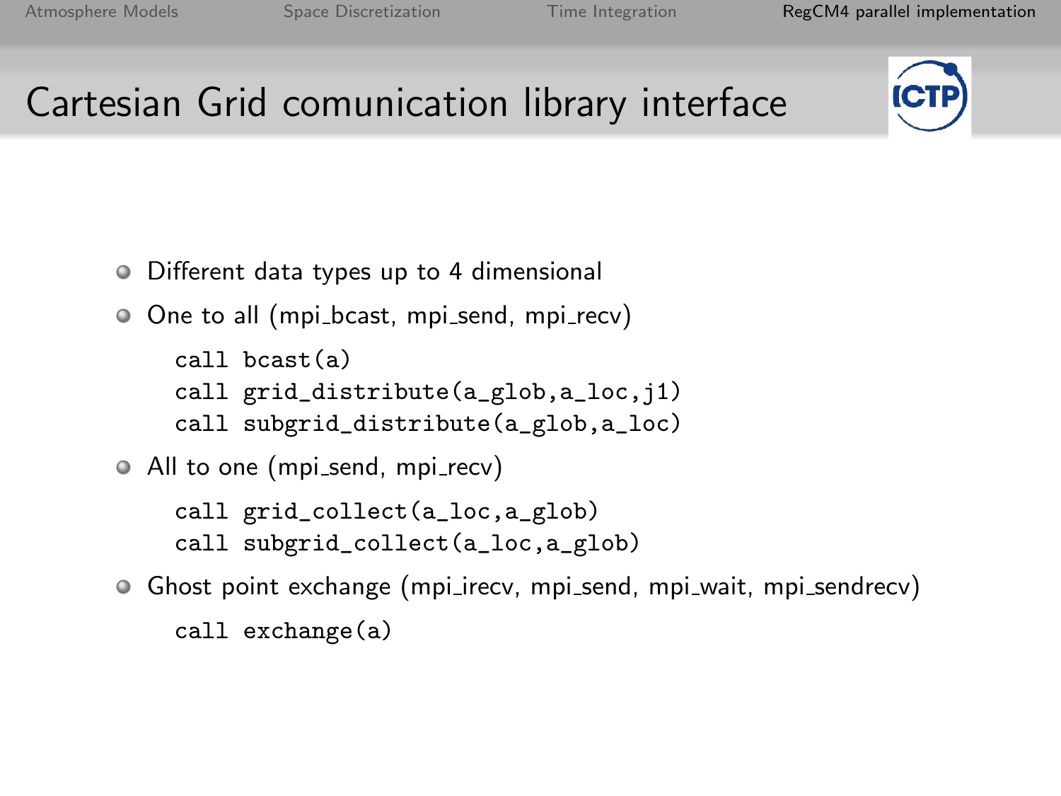# Cartesian Grid comunication library interface

- Different data types up to 4 dimensional
- One to all (mpi_bcast, mpi_send, mpi_recv)

```
call bcast(a)
call grid_distribute(a_glob,a_loc,j1)
call subgrid_distribute(a_glob,a_loc)
```

- All to one (mpi_send, mpi_recv)

```
call grid_collect(a_loc,a_glob)
call subgrid_collect(a_loc,a_glob)
```

- Ghost point exchange (mpi_irecv, mpi_send, mpi_wait, mpi_sendrecv)

```
call exchange(a)
```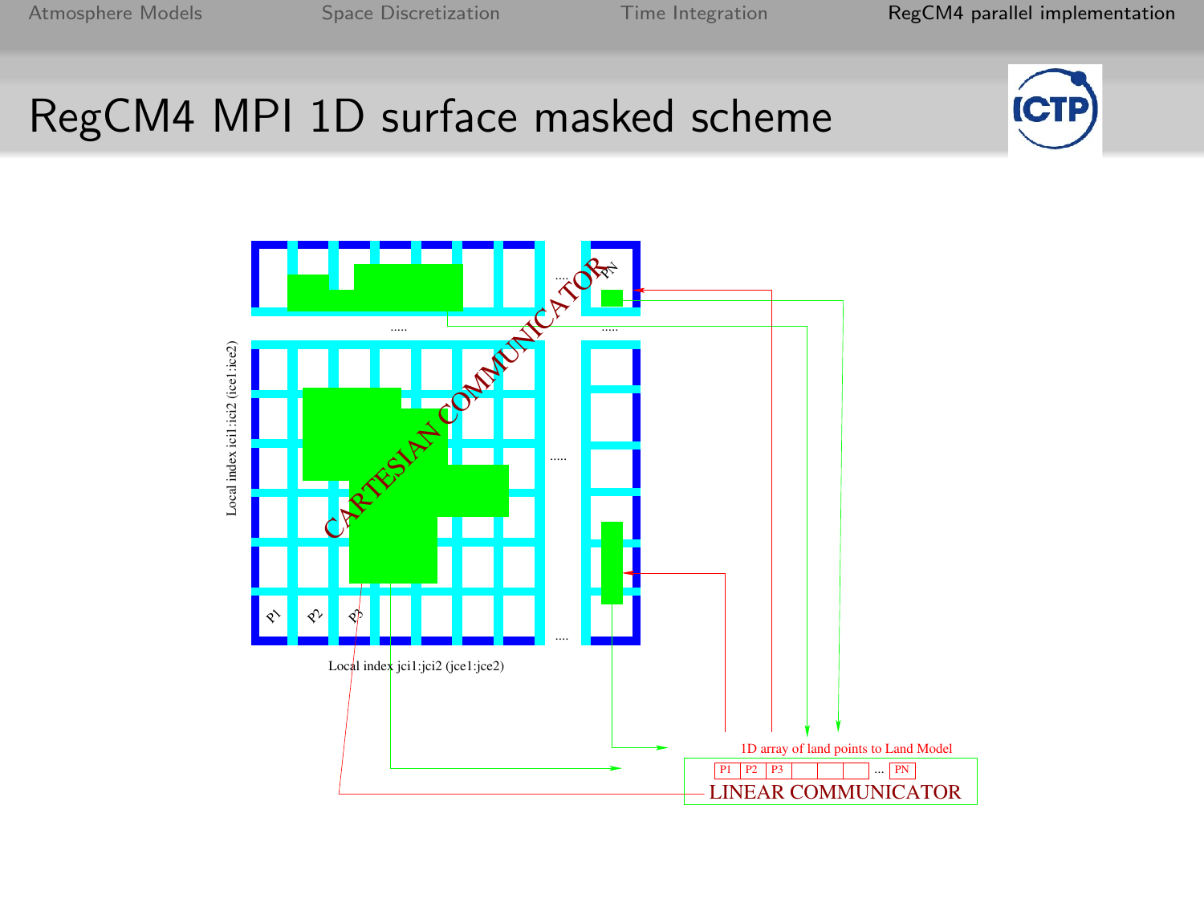# RegCM4 MPI 1D surface masked scheme

CARTESIAN COMMUNICATOR

Local index ici1:ici2 (ice1:ice2)

Local index jci1:jci2 (jce1:jce2)

P1 P2 P3 ... PN

1D array of land points to Land Model

| P1 | P2 | P3 | | | | ... | PN |
|---|---|---|---|---|---|---|---|

LINEAR COMMUNICATOR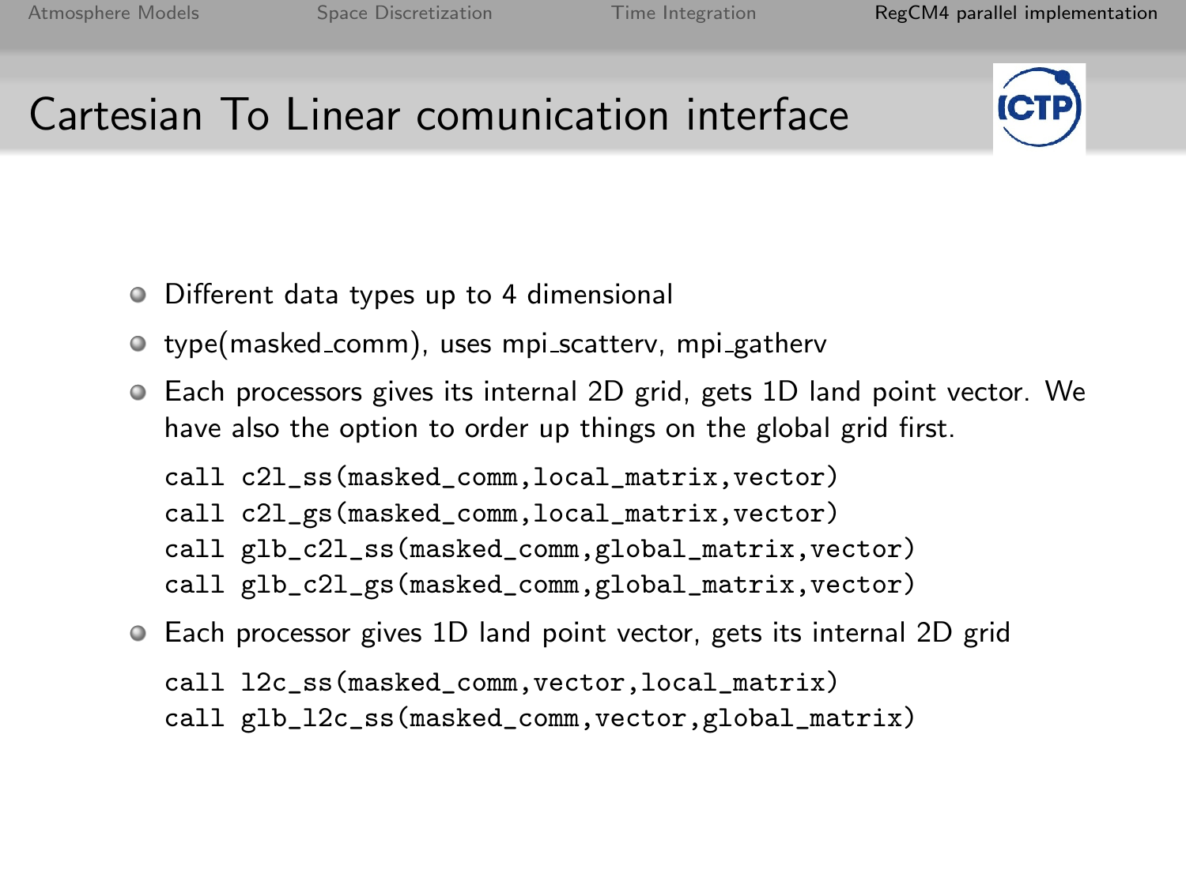# Cartesian To Linear comunication interface

- Different data types up to 4 dimensional
- type(masked_comm), uses mpi_scatterv, mpi_gatherv
- Each processors gives its internal 2D grid, gets 1D land point vector. We have also the option to order up things on the global grid first.

```
call c2l_ss(masked_comm,local_matrix,vector)
call c2l_gs(masked_comm,local_matrix,vector)
call glb_c2l_ss(masked_comm,global_matrix,vector)
call glb_c2l_gs(masked_comm,global_matrix,vector)
```

- Each processor gives 1D land point vector, gets its internal 2D grid

```
call l2c_ss(masked_comm,vector,local_matrix)
call glb_l2c_ss(masked_comm,vector,global_matrix)
```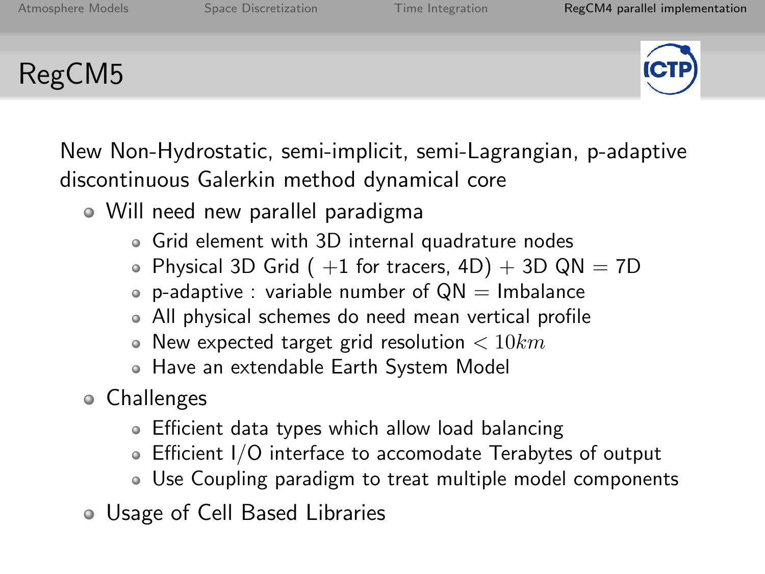# RegCM5

New Non-Hydrostatic, semi-implicit, semi-Lagrangian, p-adaptive discontinuous Galerkin method dynamical core

- Will need new parallel paradigma
  - Grid element with 3D internal quadrature nodes
  - Physical 3D Grid ( $+1$ for tracers, 4D) $+$ 3D QN $=$ 7D
  - p-adaptive : variable number of QN $=$ Imbalance
  - All physical schemes do need mean vertical profile
  - New expected target grid resolution $< 10km$
  - Have an extendable Earth System Model
- Challenges
  - Efficient data types which allow load balancing
  - Efficient I/O interface to accomodate Terabytes of output
  - Use Coupling paradigm to treat multiple model components
- Usage of Cell Based Libraries